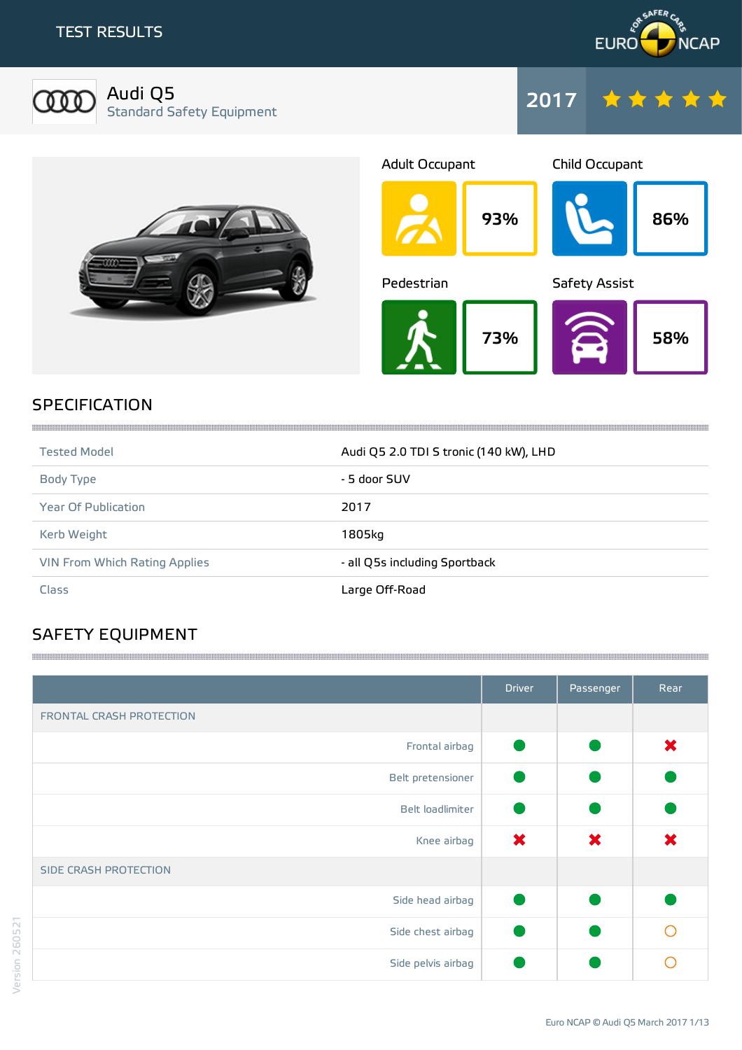# TEST RESULTS

EURO NCAP

## Audi Q5
Standard Safety Equipment

2017 ★★★★★

| Adult Occupant | Child Occupant |
|---|---|
| 93% | 86% |

| Pedestrian | Safety Assist |
|---|---|
| 73% | 58% |

## SPECIFICATION

| | |
|---|---|
| Tested Model | Audi Q5 2.0 TDI S tronic (140 kW), LHD |
| Body Type | - 5 door SUV |
| Year Of Publication | 2017 |
| Kerb Weight | 1805kg |
| VIN From Which Rating Applies | - all Q5s including Sportback |
| Class | Large Off-Road |

## SAFETY EQUIPMENT

| | Driver | Passenger | Rear |
|---|---|---|---|
| FRONTAL CRASH PROTECTION | | | |
| Frontal airbag | ● | ● | ✖ |
| Belt pretensioner | ● | ● | ● |
| Belt loadlimiter | ● | ● | ● |
| Knee airbag | ✖ | ✖ | ✖ |
| SIDE CRASH PROTECTION | | | |
| Side head airbag | ● | ● | ● |
| Side chest airbag | ● | ● | ○ |
| Side pelvis airbag | ● | ● | ○ |

Version 260521

Euro NCAP © Audi Q5 March 2017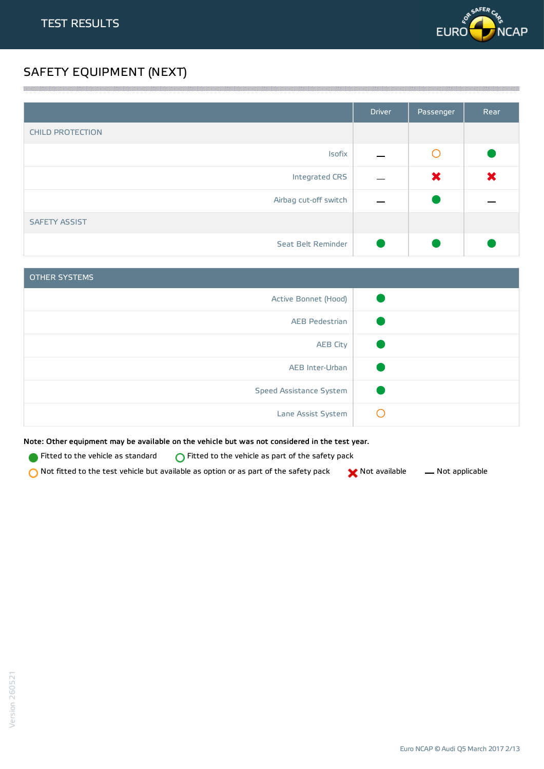# TEST RESULTS

## SAFETY EQUIPMENT (NEXT)

| | Driver | Passenger | Rear |
|---|---|---|---|
| CHILD PROTECTION | | | |
| Isofix | — | ○ (option) | ● |
| Integrated CRS | — | ✖ | ✖ |
| Airbag cut-off switch | — | ● | — |
| SAFETY ASSIST | | | |
| Seat Belt Reminder | ● | ● | ● |

| OTHER SYSTEMS | |
|---|---|
| Active Bonnet (Hood) | ● |
| AEB Pedestrian | ● |
| AEB City | ● |
| AEB Inter-Urban | ● |
| Speed Assistance System | ● |
| Lane Assist System | ○ (option) |

**Note: Other equipment may be available on the vehicle but was not considered in the test year.**

- ● Fitted to the vehicle as standard
- ○ Fitted to the vehicle as part of the safety pack
- ○ (option) Not fitted to the test vehicle but available as option or as part of the safety pack
- ✖ Not available
- — Not applicable

Version 260521

Euro NCAP © Audi Q5 March 2017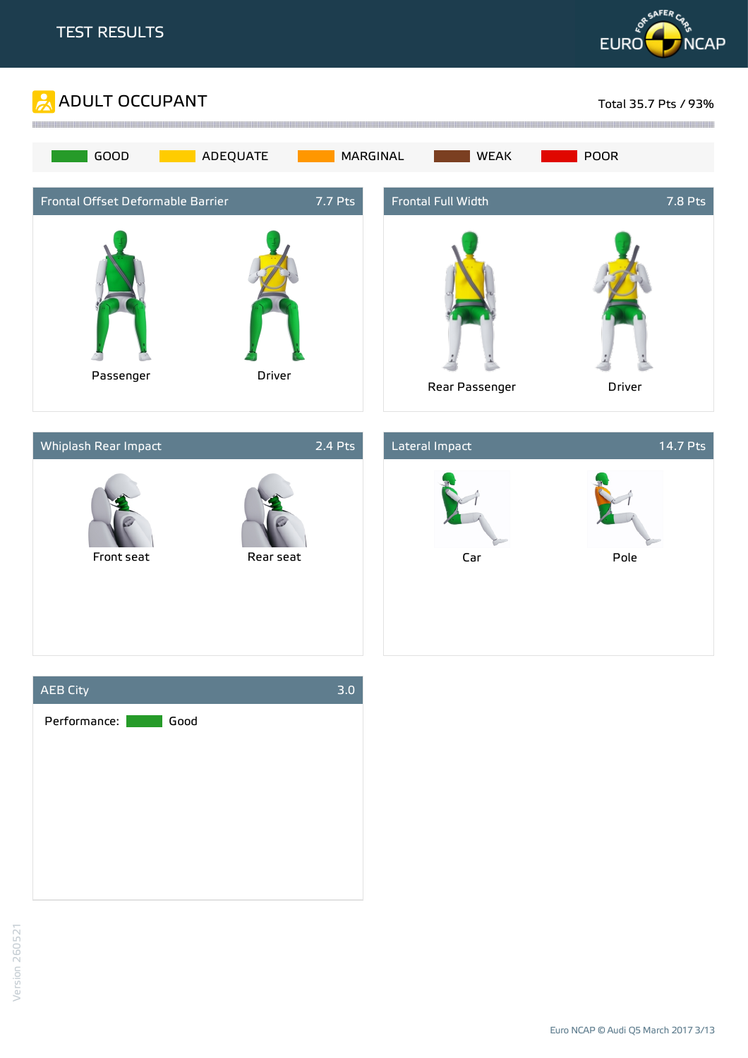# TEST RESULTS

## ADULT OCCUPANT

Total 35.7 Pts / 93%

GOOD | ADEQUATE | MARGINAL | WEAK | POOR

### Frontal Offset Deformable Barrier — 7.7 Pts

Passenger

Driver

### Frontal Full Width — 7.8 Pts

Rear Passenger

Driver

### Whiplash Rear Impact — 2.4 Pts

Front seat

Rear seat

### Lateral Impact — 14.7 Pts

Car

Pole

### AEB City — 3.0

Performance: Good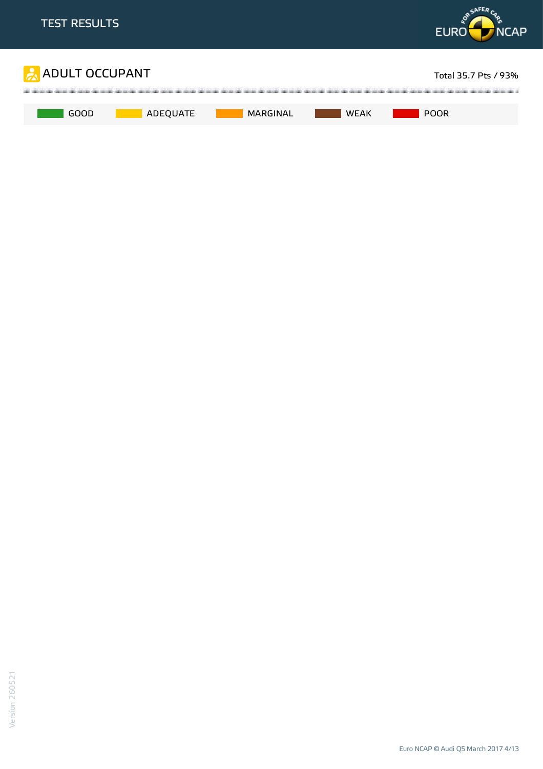## ADULT OCCUPANT

Total 35.7 Pts / 93%

GOOD ADEQUATE MARGINAL WEAK POOR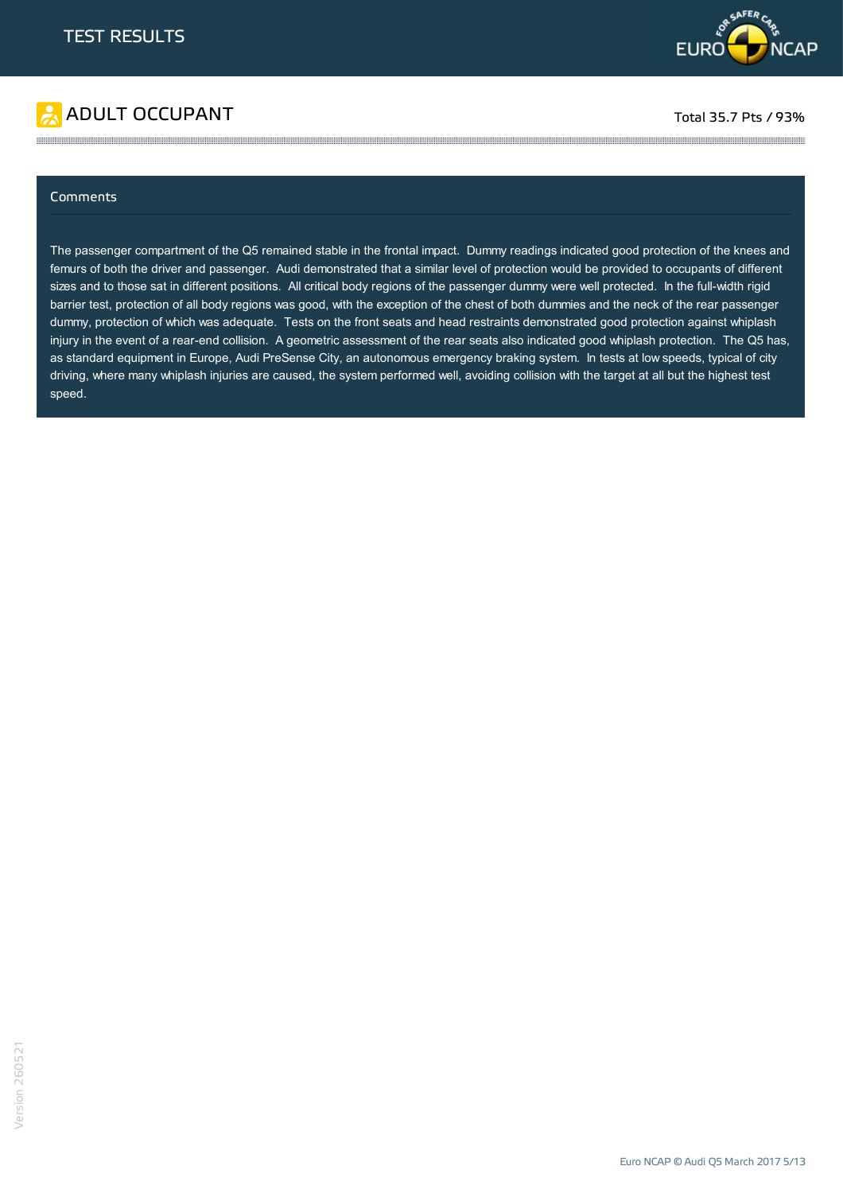# TEST RESULTS

## ADULT OCCUPANT

Total 35.7 Pts / 93%

### Comments

The passenger compartment of the Q5 remained stable in the frontal impact. Dummy readings indicated good protection of the knees and femurs of both the driver and passenger. Audi demonstrated that a similar level of protection would be provided to occupants of different sizes and to those sat in different positions. All critical body regions of the passenger dummy were well protected. In the full-width rigid barrier test, protection of all body regions was good, with the exception of the chest of both dummies and the neck of the rear passenger dummy, protection of which was adequate. Tests on the front seats and head restraints demonstrated good protection against whiplash injury in the event of a rear-end collision. A geometric assessment of the rear seats also indicated good whiplash protection. The Q5 has, as standard equipment in Europe, Audi PreSense City, an autonomous emergency braking system. In tests at low speeds, typical of city driving, where many whiplash injuries are caused, the system performed well, avoiding collision with the target at all but the highest test speed.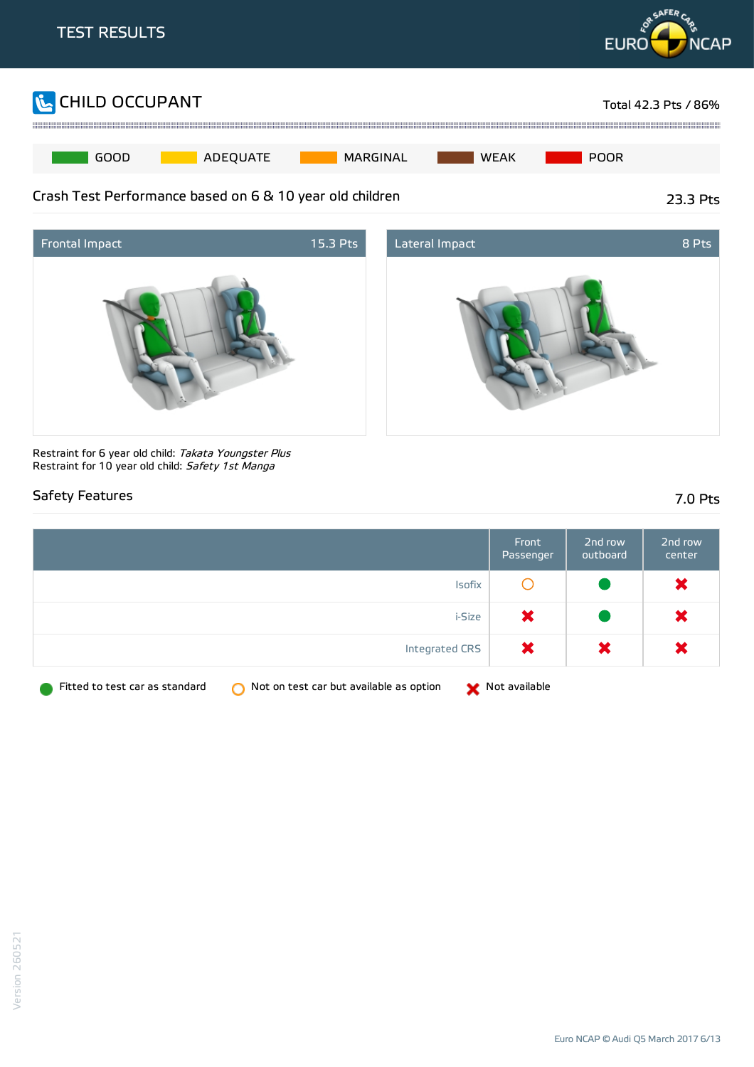# TEST RESULTS

## CHILD OCCUPANT

Total 42.3 Pts / 86%

GOOD | ADEQUATE | MARGINAL | WEAK | POOR

### Crash Test Performance based on 6 & 10 year old children

23.3 Pts

| Frontal Impact | 15.3 Pts |
|---|---|

| Lateral Impact | 8 Pts |
|---|---|

Restraint for 6 year old child: *Takata Youngster Plus*
Restraint for 10 year old child: *Safety 1st Manga*

### Safety Features

7.0 Pts

| | Front Passenger | 2nd row outboard | 2nd row center |
|---|---|---|---|
| Isofix | Not on test car but available as option | Fitted to test car as standard | Not available |
| i-Size | Not available | Fitted to test car as standard | Not available |
| Integrated CRS | Not available | Not available | Not available |

Legend: Fitted to test car as standard; Not on test car but available as option; Not available

Version 260521

Euro NCAP © Audi Q5 March 2017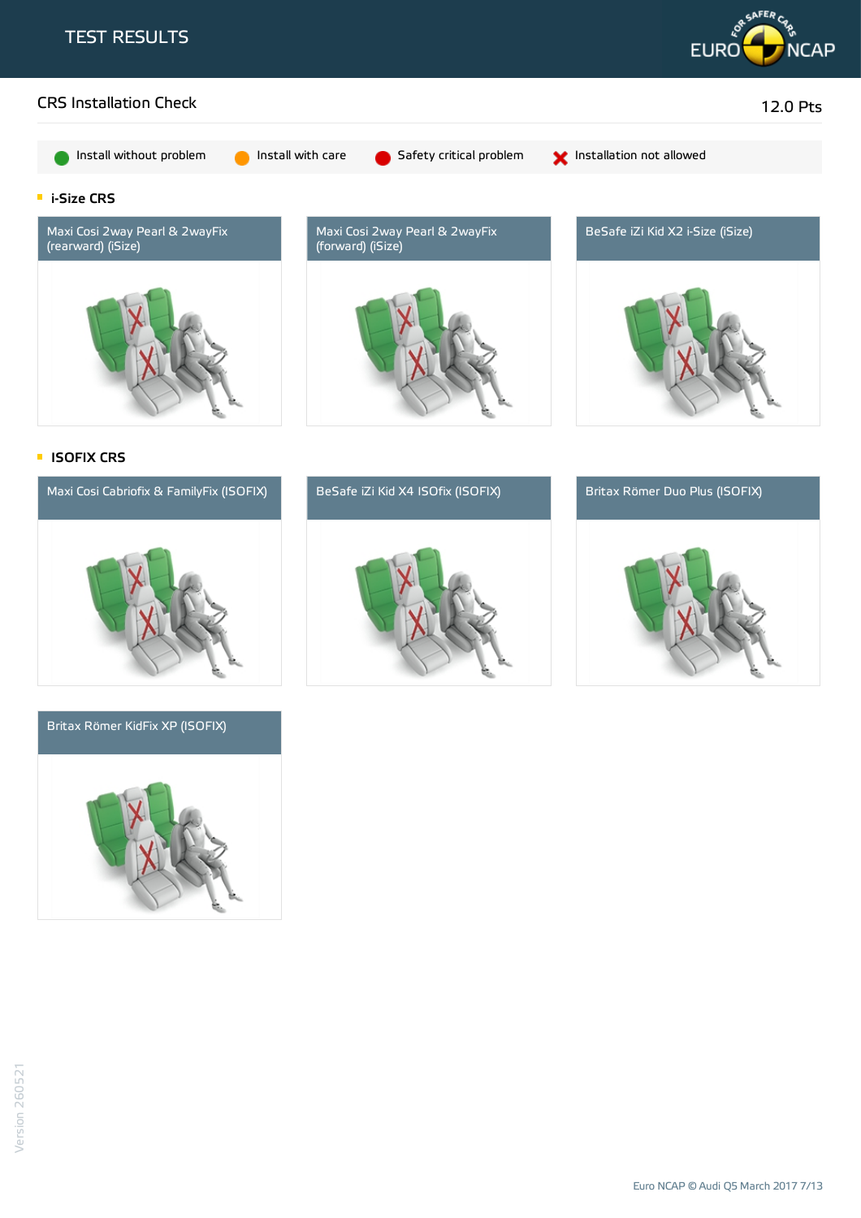# TEST RESULTS

## CRS Installation Check

12.0 Pts

Install without problem | Install with care | Safety critical problem | Installation not allowed

### i-Size CRS

Maxi Cosi 2way Pearl & 2wayFix (rearward) (iSize)

Maxi Cosi 2way Pearl & 2wayFix (forward) (iSize)

BeSafe iZi Kid X2 i-Size (iSize)

### ISOFIX CRS

Maxi Cosi Cabriofix & FamilyFix (ISOFIX)

BeSafe iZi Kid X4 ISOfix (ISOFIX)

Britax Römer Duo Plus (ISOFIX)

Britax Römer KidFix XP (ISOFIX)

Version 260521

Euro NCAP © Audi Q5 March 2017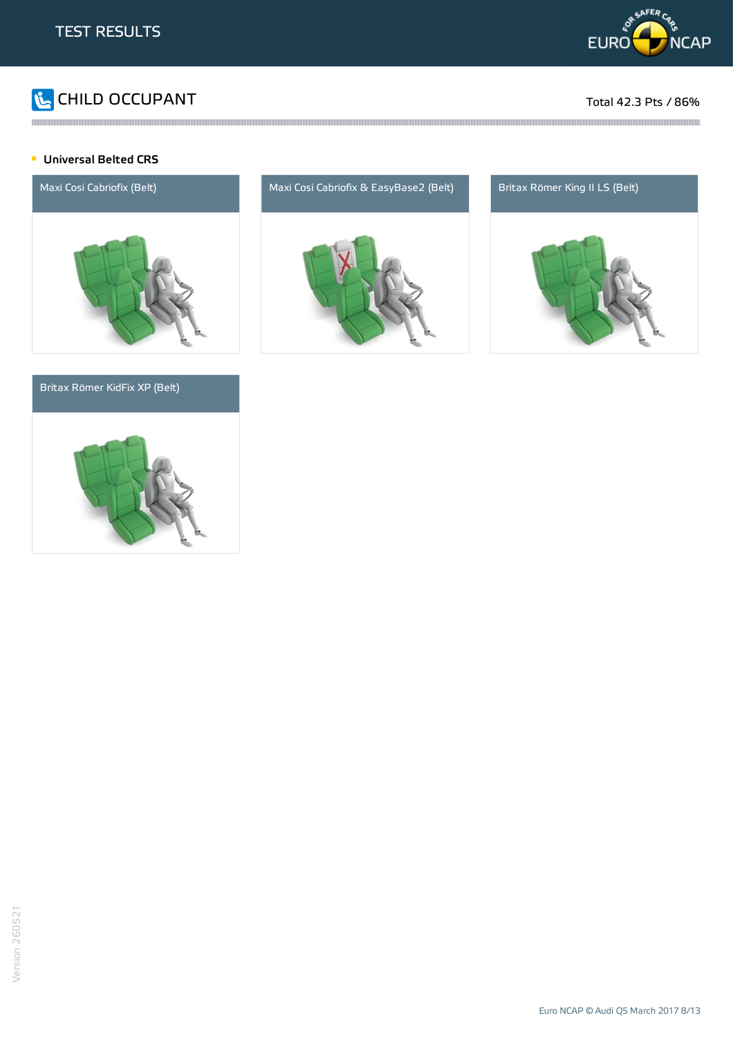## CHILD OCCUPANT

Total 42.3 Pts / 86%

### Universal Belted CRS

Maxi Cosi Cabriofix (Belt)

Maxi Cosi Cabriofix & EasyBase2 (Belt)

Britax Römer King II LS (Belt)

Britax Römer KidFix XP (Belt)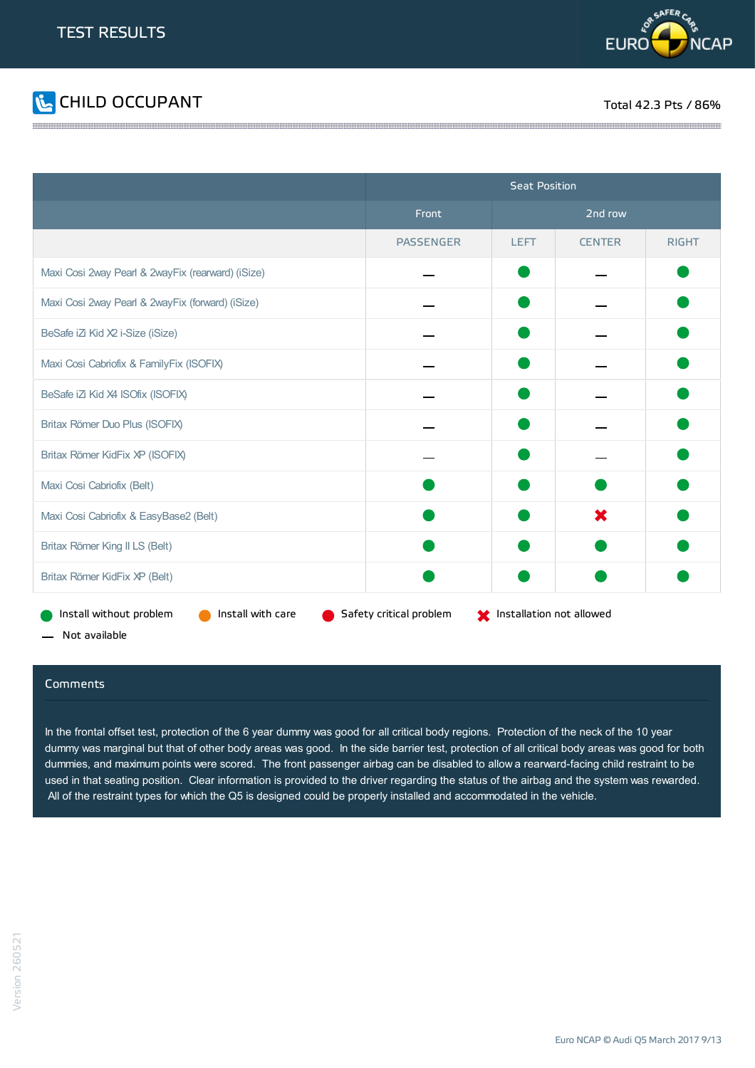# TEST RESULTS

## CHILD OCCUPANT

Total 42.3 Pts / 86%

| | Seat Position | | | |
|---|---|---|---|---|
| | Front | 2nd row | | |
| | PASSENGER | LEFT | CENTER | RIGHT |
| Maxi Cosi 2way Pearl & 2wayFix (rearward) (iSize) | Not available | Install without problem | Not available | Install without problem |
| Maxi Cosi 2way Pearl & 2wayFix (forward) (iSize) | Not available | Install without problem | Not available | Install without problem |
| BeSafe iZi Kid X2 i-Size (iSize) | Not available | Install without problem | Not available | Install without problem |
| Maxi Cosi Cabriofix & FamilyFix (ISOFIX) | Not available | Install without problem | Not available | Install without problem |
| BeSafe iZi Kid X4 ISOfix (ISOFIX) | Not available | Install without problem | Not available | Install without problem |
| Britax Römer Duo Plus (ISOFIX) | Not available | Install without problem | Not available | Install without problem |
| Britax Römer KidFix XP (ISOFIX) | Not available | Install without problem | Not available | Install without problem |
| Maxi Cosi Cabriofix (Belt) | Install without problem | Install without problem | Install without problem | Install without problem |
| Maxi Cosi Cabriofix & EasyBase2 (Belt) | Install without problem | Install without problem | Installation not allowed | Install without problem |
| Britax Römer King II LS (Belt) | Install without problem | Install without problem | Install without problem | Install without problem |
| Britax Römer KidFix XP (Belt) | Install without problem | Install without problem | Install without problem | Install without problem |

Legend: Install without problem · Install with care · Safety critical problem · Installation not allowed · Not available

### Comments

In the frontal offset test, protection of the 6 year dummy was good for all critical body regions. Protection of the neck of the 10 year dummy was marginal but that of other body areas was good. In the side barrier test, protection of all critical body areas was good for both dummies, and maximum points were scored. The front passenger airbag can be disabled to allow a rearward-facing child restraint to be used in that seating position. Clear information is provided to the driver regarding the status of the airbag and the system was rewarded. All of the restraint types for which the Q5 is designed could be properly installed and accommodated in the vehicle.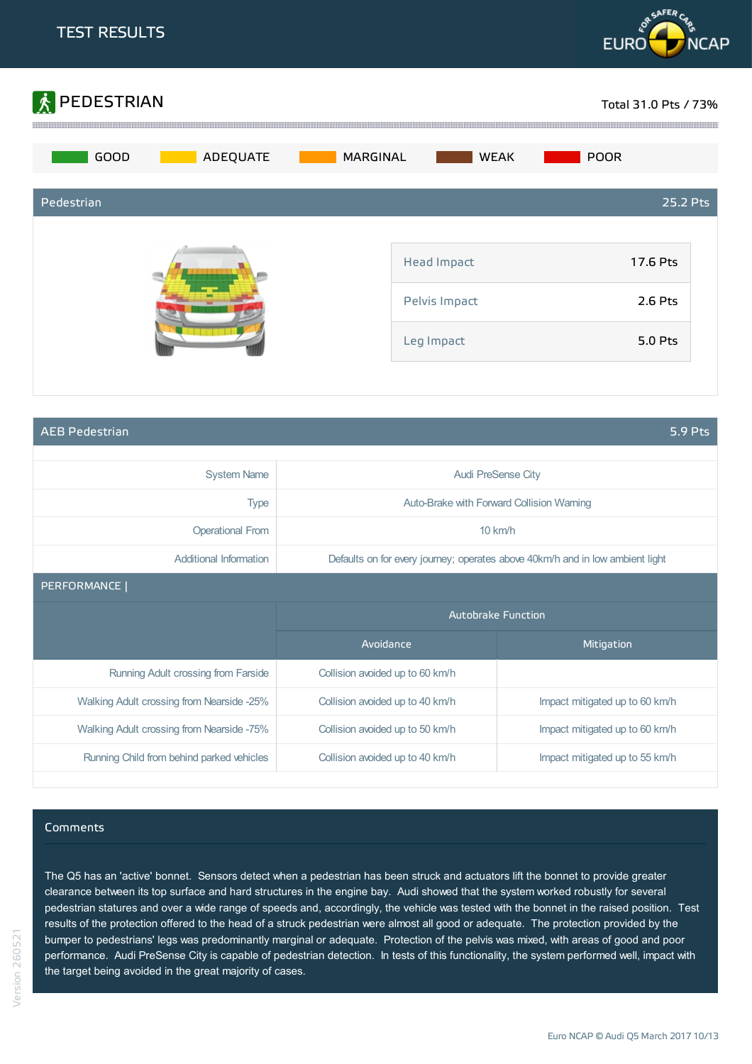# TEST RESULTS

## PEDESTRIAN

Total 31.0 Pts / 73%

GOOD | ADEQUATE | MARGINAL | WEAK | POOR

### Pedestrian — 25.2 Pts

| Impact | Points |
|---|---|
| Head Impact | 17.6 Pts |
| Pelvis Impact | 2.6 Pts |
| Leg Impact | 5.0 Pts |

### AEB Pedestrian — 5.9 Pts

| | |
|---|---|
| System Name | Audi PreSense City |
| Type | Auto-Brake with Forward Collision Warning |
| Operational From | 10 km/h |
| Additional Information | Defaults on for every journey; operates above 40km/h and in low ambient light |

**PERFORMANCE |**

| | Autobrake Function | |
|---|---|---|
| | Avoidance | Mitigation |
| Running Adult crossing from Farside | Collision avoided up to 60 km/h | |
| Walking Adult crossing from Nearside -25% | Collision avoided up to 40 km/h | Impact mitigated up to 60 km/h |
| Walking Adult crossing from Nearside -75% | Collision avoided up to 50 km/h | Impact mitigated up to 60 km/h |
| Running Child from behind parked vehicles | Collision avoided up to 40 km/h | Impact mitigated up to 55 km/h |

### Comments

The Q5 has an 'active' bonnet. Sensors detect when a pedestrian has been struck and actuators lift the bonnet to provide greater clearance between its top surface and hard structures in the engine bay. Audi showed that the system worked robustly for several pedestrian statures and over a wide range of speeds and, accordingly, the vehicle was tested with the bonnet in the raised position. Test results of the protection offered to the head of a struck pedestrian were almost all good or adequate. The protection provided by the bumper to pedestrians' legs was predominantly marginal or adequate. Protection of the pelvis was mixed, with areas of good and poor performance. Audi PreSense City is capable of pedestrian detection. In tests of this functionality, the system performed well, impact with the target being avoided in the great majority of cases.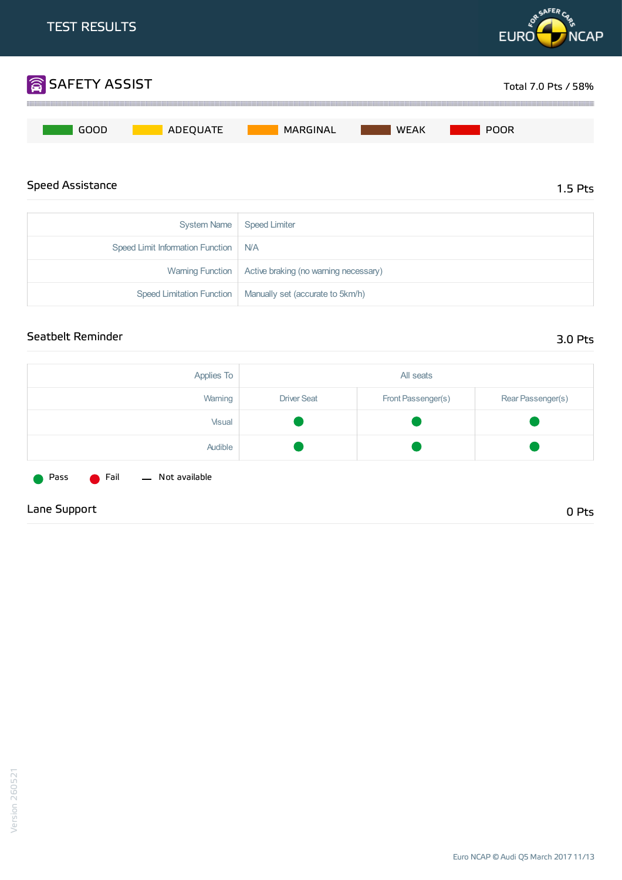# TEST RESULTS

## SAFETY ASSIST

Total 7.0 Pts / 58%

GOOD | ADEQUATE | MARGINAL | WEAK | POOR

### Speed Assistance

1.5 Pts

| | |
|---|---|
| System Name | Speed Limiter |
| Speed Limit Information Function | N/A |
| Warning Function | Active braking (no warning necessary) |
| Speed Limitation Function | Manually set (accurate to 5km/h) |

### Seatbelt Reminder

3.0 Pts

| Applies To | All seats | | |
|---|---|---|---|
| Warning | Driver Seat | Front Passenger(s) | Rear Passenger(s) |
| Visual | Pass | Pass | Pass |
| Audible | Pass | Pass | Pass |

Pass | Fail | — Not available

### Lane Support

0 Pts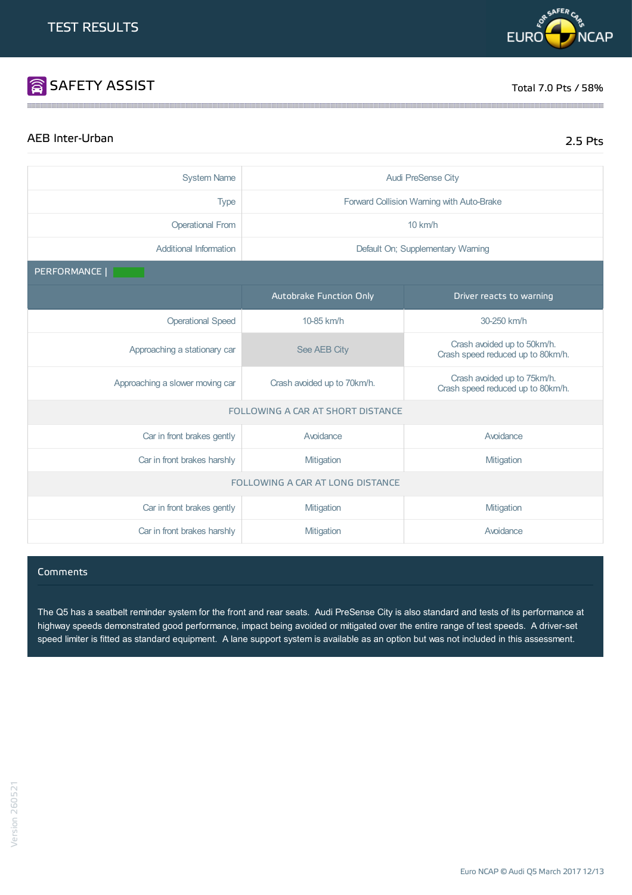## TEST RESULTS

## SAFETY ASSIST

Total 7.0 Pts / 58%

### AEB Inter-Urban

2.5 Pts

| | |
|---|---|
| System Name | Audi PreSense City |
| Type | Forward Collision Warning with Auto-Brake |
| Operational From | 10 km/h |
| Additional Information | Default On; Supplementary Warning |

PERFORMANCE |

| | Autobrake Function Only | Driver reacts to warning |
|---|---|---|
| Operational Speed | 10-85 km/h | 30-250 km/h |
| Approaching a stationary car | See AEB City | Crash avoided up to 50km/h. Crash speed reduced up to 80km/h. |
| Approaching a slower moving car | Crash avoided up to 70km/h. | Crash avoided up to 75km/h. Crash speed reduced up to 80km/h. |
| **FOLLOWING A CAR AT SHORT DISTANCE** | | |
| Car in front brakes gently | Avoidance | Avoidance |
| Car in front brakes harshly | Mitigation | Mitigation |
| **FOLLOWING A CAR AT LONG DISTANCE** | | |
| Car in front brakes gently | Mitigation | Mitigation |
| Car in front brakes harshly | Mitigation | Avoidance |

#### Comments

The Q5 has a seatbelt reminder system for the front and rear seats. Audi PreSense City is also standard and tests of its performance at highway speeds demonstrated good performance, impact being avoided or mitigated over the entire range of test speeds. A driver-set speed limiter is fitted as standard equipment. A lane support system is available as an option but was not included in this assessment.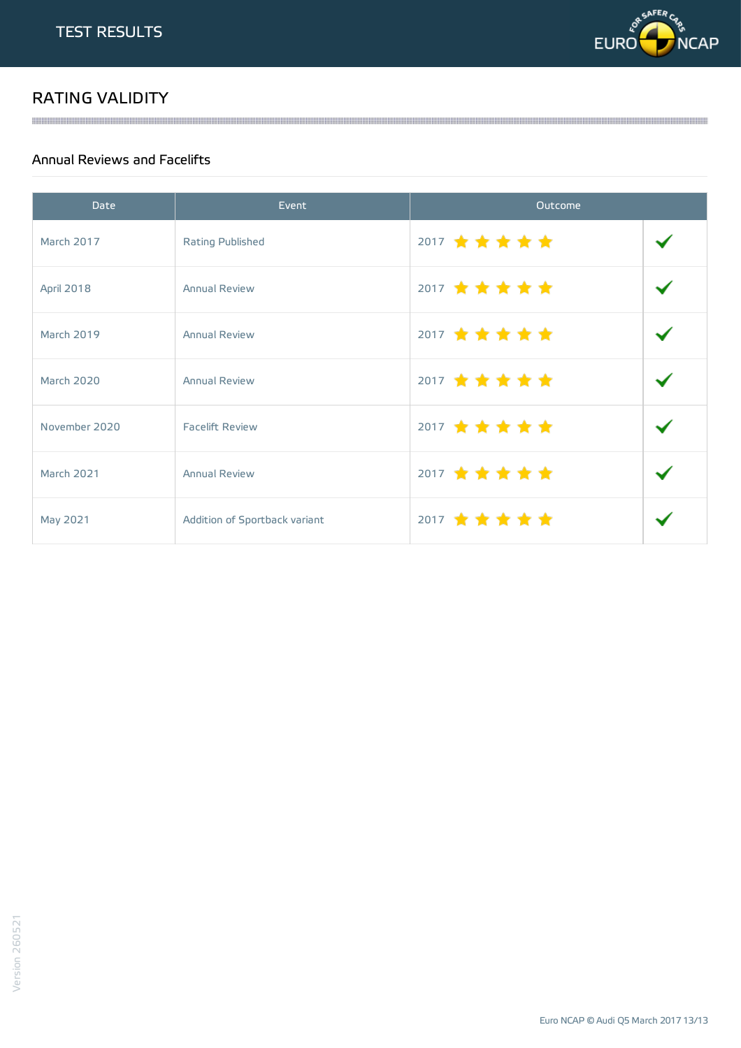# RATING VALIDITY

## Annual Reviews and Facelifts

| Date | Event | Outcome | |
|---|---|---|---|
| March 2017 | Rating Published | 2017 ★★★★★ | ✓ |
| April 2018 | Annual Review | 2017 ★★★★★ | ✓ |
| March 2019 | Annual Review | 2017 ★★★★★ | ✓ |
| March 2020 | Annual Review | 2017 ★★★★★ | ✓ |
| November 2020 | Facelift Review | 2017 ★★★★★ | ✓ |
| March 2021 | Annual Review | 2017 ★★★★★ | ✓ |
| May 2021 | Addition of Sportback variant | 2017 ★★★★★ | ✓ |